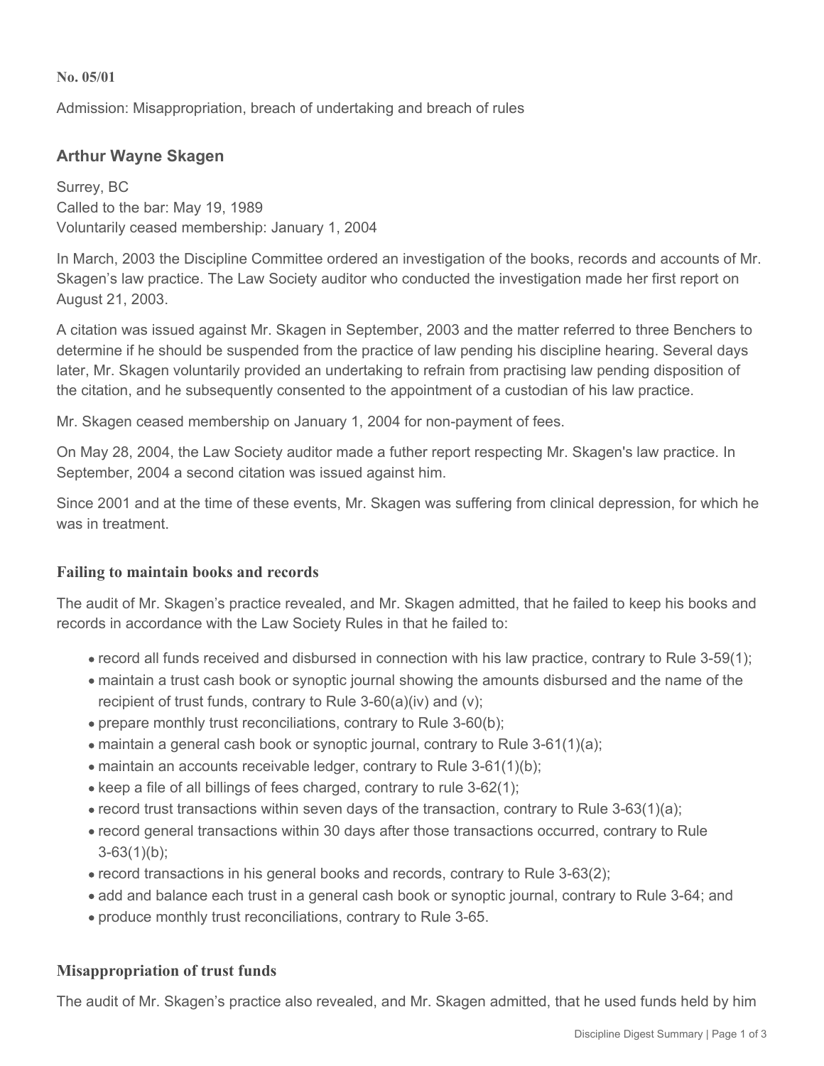**No. 05/01**

Admission: Misappropriation, breach of undertaking and breach of rules

## Arthur Wayne Skagen

Surrey, BC
Called to the bar: May 19, 1989
Voluntarily ceased membership: January 1, 2004

In March, 2003 the Discipline Committee ordered an investigation of the books, records and accounts of Mr. Skagen's law practice. The Law Society auditor who conducted the investigation made her first report on August 21, 2003.

A citation was issued against Mr. Skagen in September, 2003 and the matter referred to three Benchers to determine if he should be suspended from the practice of law pending his discipline hearing. Several days later, Mr. Skagen voluntarily provided an undertaking to refrain from practising law pending disposition of the citation, and he subsequently consented to the appointment of a custodian of his law practice.

Mr. Skagen ceased membership on January 1, 2004 for non-payment of fees.

On May 28, 2004, the Law Society auditor made a futher report respecting Mr. Skagen's law practice. In September, 2004 a second citation was issued against him.

Since 2001 and at the time of these events, Mr. Skagen was suffering from clinical depression, for which he was in treatment.

### Failing to maintain books and records

The audit of Mr. Skagen's practice revealed, and Mr. Skagen admitted, that he failed to keep his books and records in accordance with the Law Society Rules in that he failed to:

- record all funds received and disbursed in connection with his law practice, contrary to Rule 3-59(1);
- maintain a trust cash book or synoptic journal showing the amounts disbursed and the name of the recipient of trust funds, contrary to Rule 3-60(a)(iv) and (v);
- prepare monthly trust reconciliations, contrary to Rule 3-60(b);
- maintain a general cash book or synoptic journal, contrary to Rule 3-61(1)(a);
- maintain an accounts receivable ledger, contrary to Rule 3-61(1)(b);
- keep a file of all billings of fees charged, contrary to rule 3-62(1);
- record trust transactions within seven days of the transaction, contrary to Rule 3-63(1)(a);
- record general transactions within 30 days after those transactions occurred, contrary to Rule 3-63(1)(b);
- record transactions in his general books and records, contrary to Rule 3-63(2);
- add and balance each trust in a general cash book or synoptic journal, contrary to Rule 3-64; and
- produce monthly trust reconciliations, contrary to Rule 3-65.

### Misappropriation of trust funds

The audit of Mr. Skagen's practice also revealed, and Mr. Skagen admitted, that he used funds held by him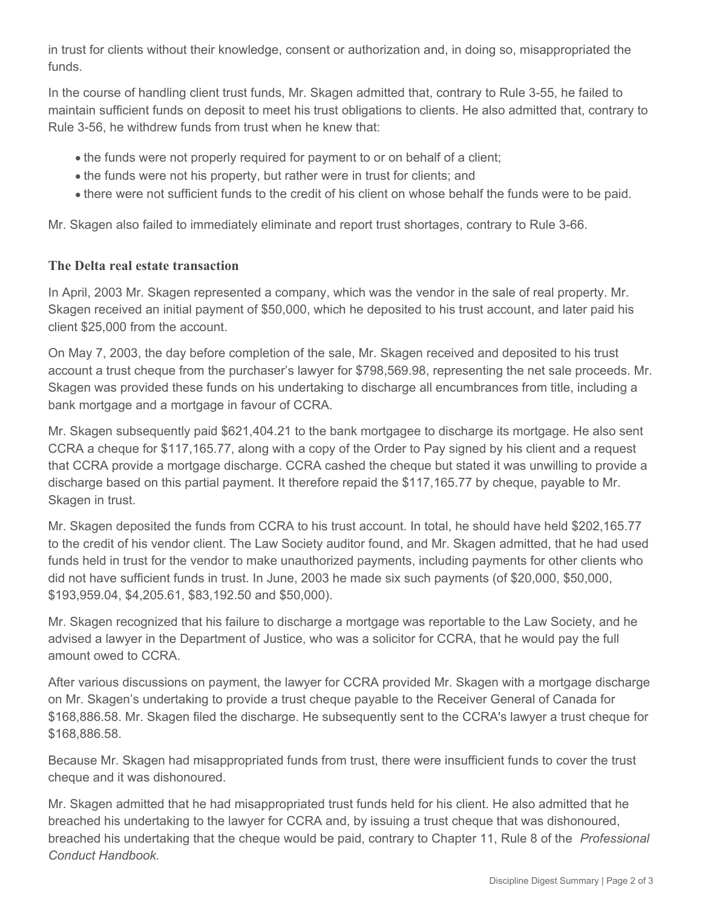in trust for clients without their knowledge, consent or authorization and, in doing so, misappropriated the funds.

In the course of handling client trust funds, Mr. Skagen admitted that, contrary to Rule 3-55, he failed to maintain sufficient funds on deposit to meet his trust obligations to clients. He also admitted that, contrary to Rule 3-56, he withdrew funds from trust when he knew that:

- the funds were not properly required for payment to or on behalf of a client;
- the funds were not his property, but rather were in trust for clients; and
- there were not sufficient funds to the credit of his client on whose behalf the funds were to be paid.

Mr. Skagen also failed to immediately eliminate and report trust shortages, contrary to Rule 3-66.

### The Delta real estate transaction

In April, 2003 Mr. Skagen represented a company, which was the vendor in the sale of real property. Mr. Skagen received an initial payment of $50,000, which he deposited to his trust account, and later paid his client $25,000 from the account.

On May 7, 2003, the day before completion of the sale, Mr. Skagen received and deposited to his trust account a trust cheque from the purchaser's lawyer for $798,569.98, representing the net sale proceeds. Mr. Skagen was provided these funds on his undertaking to discharge all encumbrances from title, including a bank mortgage and a mortgage in favour of CCRA.

Mr. Skagen subsequently paid $621,404.21 to the bank mortgagee to discharge its mortgage. He also sent CCRA a cheque for $117,165.77, along with a copy of the Order to Pay signed by his client and a request that CCRA provide a mortgage discharge. CCRA cashed the cheque but stated it was unwilling to provide a discharge based on this partial payment. It therefore repaid the $117,165.77 by cheque, payable to Mr. Skagen in trust.

Mr. Skagen deposited the funds from CCRA to his trust account. In total, he should have held $202,165.77 to the credit of his vendor client. The Law Society auditor found, and Mr. Skagen admitted, that he had used funds held in trust for the vendor to make unauthorized payments, including payments for other clients who did not have sufficient funds in trust. In June, 2003 he made six such payments (of $20,000, $50,000, $193,959.04, $4,205.61, $83,192.50 and $50,000).

Mr. Skagen recognized that his failure to discharge a mortgage was reportable to the Law Society, and he advised a lawyer in the Department of Justice, who was a solicitor for CCRA, that he would pay the full amount owed to CCRA.

After various discussions on payment, the lawyer for CCRA provided Mr. Skagen with a mortgage discharge on Mr. Skagen's undertaking to provide a trust cheque payable to the Receiver General of Canada for $168,886.58. Mr. Skagen filed the discharge. He subsequently sent to the CCRA's lawyer a trust cheque for $168,886.58.

Because Mr. Skagen had misappropriated funds from trust, there were insufficient funds to cover the trust cheque and it was dishonoured.

Mr. Skagen admitted that he had misappropriated trust funds held for his client. He also admitted that he breached his undertaking to the lawyer for CCRA and, by issuing a trust cheque that was dishonoured, breached his undertaking that the cheque would be paid, contrary to Chapter 11, Rule 8 of the *Professional Conduct Handbook*.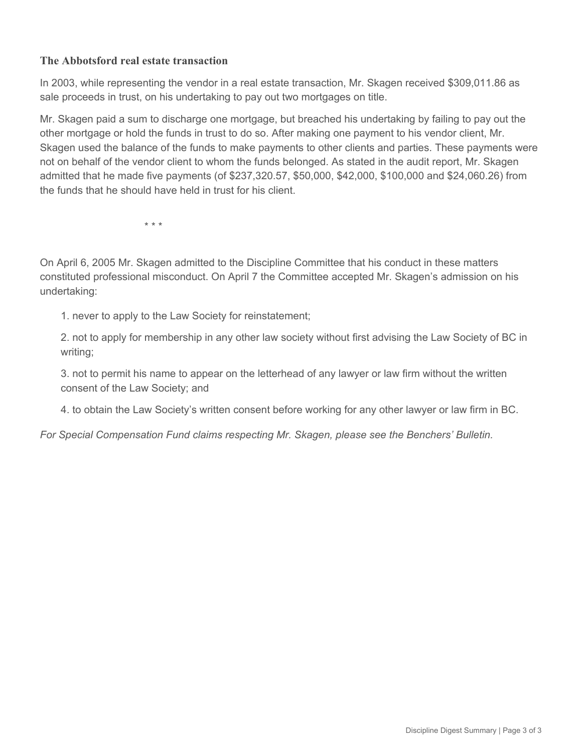### The Abbotsford real estate transaction

In 2003, while representing the vendor in a real estate transaction, Mr. Skagen received $309,011.86 as sale proceeds in trust, on his undertaking to pay out two mortgages on title.

Mr. Skagen paid a sum to discharge one mortgage, but breached his undertaking by failing to pay out the other mortgage or hold the funds in trust to do so. After making one payment to his vendor client, Mr. Skagen used the balance of the funds to make payments to other clients and parties. These payments were not on behalf of the vendor client to whom the funds belonged. As stated in the audit report, Mr. Skagen admitted that he made five payments (of $237,320.57, $50,000, $42,000, $100,000 and $24,060.26) from the funds that he should have held in trust for his client.

\* \* \*

On April 6, 2005 Mr. Skagen admitted to the Discipline Committee that his conduct in these matters constituted professional misconduct. On April 7 the Committee accepted Mr. Skagen's admission on his undertaking:

1. never to apply to the Law Society for reinstatement;
2. not to apply for membership in any other law society without first advising the Law Society of BC in writing;
3. not to permit his name to appear on the letterhead of any lawyer or law firm without the written consent of the Law Society; and
4. to obtain the Law Society's written consent before working for any other lawyer or law firm in BC.

*For Special Compensation Fund claims respecting Mr. Skagen, please see the Benchers' Bulletin.*